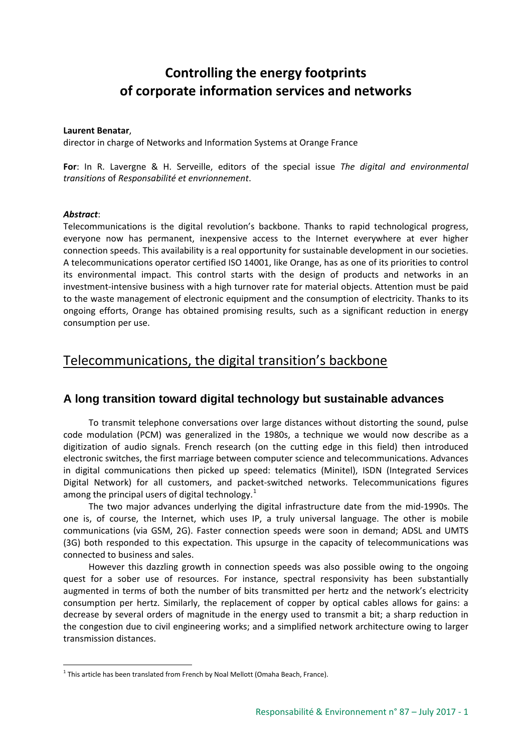# Controlling the energy footprints of corporate information services and networks

**Laurent Benatar**,
director in charge of Networks and Information Systems at Orange France

**For**: In R. Lavergne & H. Serveille, editors of the special issue *The digital and environmental transitions* of *Responsabilité et envrionnement*.

***Abstract***:
Telecommunications is the digital revolution's backbone. Thanks to rapid technological progress, everyone now has permanent, inexpensive access to the Internet everywhere at ever higher connection speeds. This availability is a real opportunity for sustainable development in our societies. A telecommunications operator certified ISO 14001, like Orange, has as one of its priorities to control its environmental impact. This control starts with the design of products and networks in an investment-intensive business with a high turnover rate for material objects. Attention must be paid to the waste management of electronic equipment and the consumption of electricity. Thanks to its ongoing efforts, Orange has obtained promising results, such as a significant reduction in energy consumption per use.

## Telecommunications, the digital transition's backbone

### A long transition toward digital technology but sustainable advances

To transmit telephone conversations over large distances without distorting the sound, pulse code modulation (PCM) was generalized in the 1980s, a technique we would now describe as a digitization of audio signals. French research (on the cutting edge in this field) then introduced electronic switches, the first marriage between computer science and telecommunications. Advances in digital communications then picked up speed: telematics (Minitel), ISDN (Integrated Services Digital Network) for all customers, and packet-switched networks. Telecommunications figures among the principal users of digital technology.[1]

The two major advances underlying the digital infrastructure date from the mid-1990s. The one is, of course, the Internet, which uses IP, a truly universal language. The other is mobile communications (via GSM, 2G). Faster connection speeds were soon in demand; ADSL and UMTS (3G) both responded to this expectation. This upsurge in the capacity of telecommunications was connected to business and sales.

However this dazzling growth in connection speeds was also possible owing to the ongoing quest for a sober use of resources. For instance, spectral responsivity has been substantially augmented in terms of both the number of bits transmitted per hertz and the network's electricity consumption per hertz. Similarly, the replacement of copper by optical cables allows for gains: a decrease by several orders of magnitude in the energy used to transmit a bit; a sharp reduction in the congestion due to civil engineering works; and a simplified network architecture owing to larger transmission distances.

[1] This article has been translated from French by Noal Mellott (Omaha Beach, France).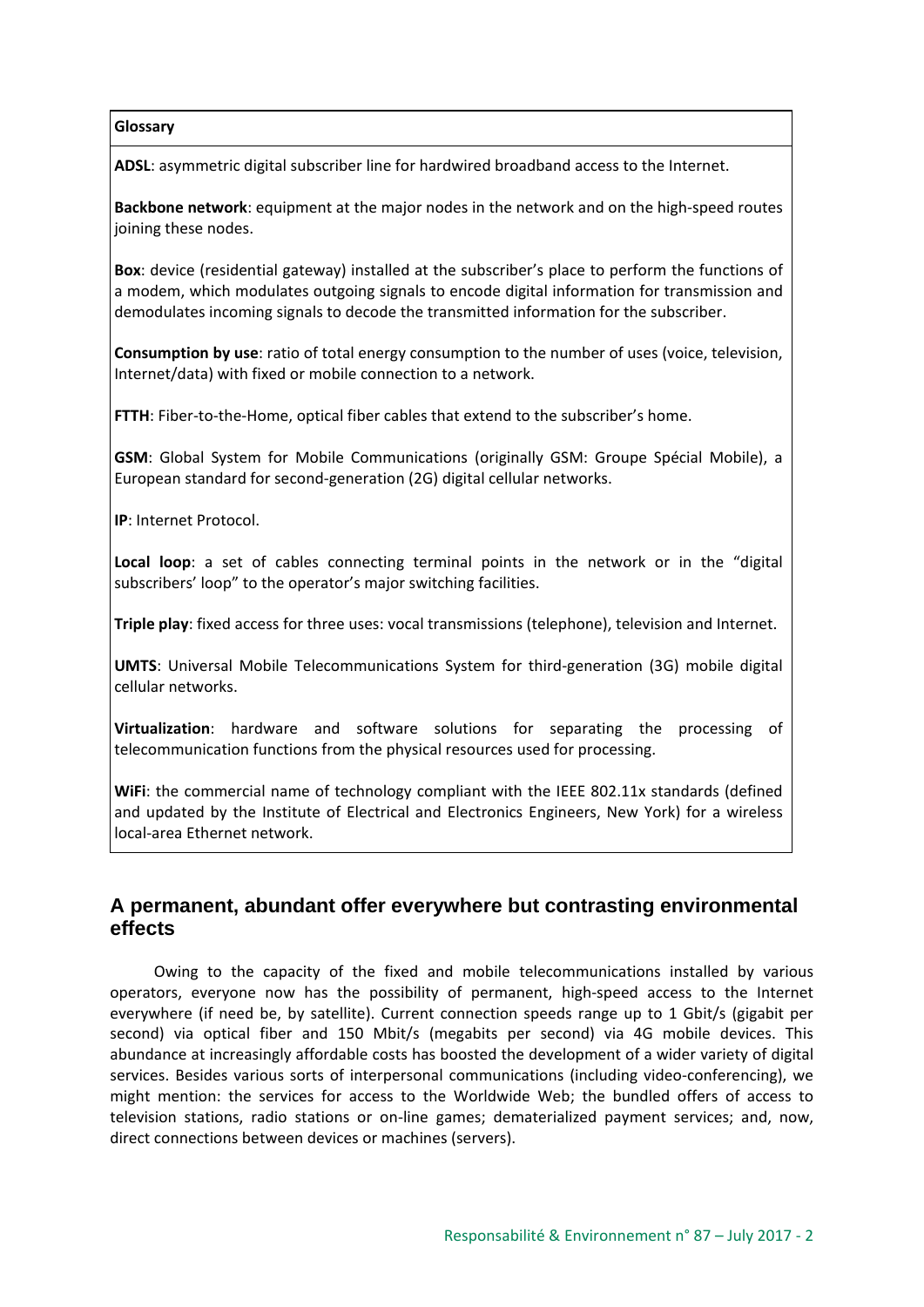**Glossary**

**ADSL**: asymmetric digital subscriber line for hardwired broadband access to the Internet.

**Backbone network**: equipment at the major nodes in the network and on the high-speed routes joining these nodes.

**Box**: device (residential gateway) installed at the subscriber's place to perform the functions of a modem, which modulates outgoing signals to encode digital information for transmission and demodulates incoming signals to decode the transmitted information for the subscriber.

**Consumption by use**: ratio of total energy consumption to the number of uses (voice, television, Internet/data) with fixed or mobile connection to a network.

**FTTH**: Fiber-to-the-Home, optical fiber cables that extend to the subscriber's home.

**GSM**: Global System for Mobile Communications (originally GSM: Groupe Spécial Mobile), a European standard for second-generation (2G) digital cellular networks.

**IP**: Internet Protocol.

**Local loop**: a set of cables connecting terminal points in the network or in the "digital subscribers' loop" to the operator's major switching facilities.

**Triple play**: fixed access for three uses: vocal transmissions (telephone), television and Internet.

**UMTS**: Universal Mobile Telecommunications System for third-generation (3G) mobile digital cellular networks.

**Virtualization**: hardware and software solutions for separating the processing of telecommunication functions from the physical resources used for processing.

**WiFi**: the commercial name of technology compliant with the IEEE 802.11x standards (defined and updated by the Institute of Electrical and Electronics Engineers, New York) for a wireless local-area Ethernet network.

## A permanent, abundant offer everywhere but contrasting environmental effects

Owing to the capacity of the fixed and mobile telecommunications installed by various operators, everyone now has the possibility of permanent, high-speed access to the Internet everywhere (if need be, by satellite). Current connection speeds range up to 1 Gbit/s (gigabit per second) via optical fiber and 150 Mbit/s (megabits per second) via 4G mobile devices. This abundance at increasingly affordable costs has boosted the development of a wider variety of digital services. Besides various sorts of interpersonal communications (including video-conferencing), we might mention: the services for access to the Worldwide Web; the bundled offers of access to television stations, radio stations or on-line games; dematerialized payment services; and, now, direct connections between devices or machines (servers).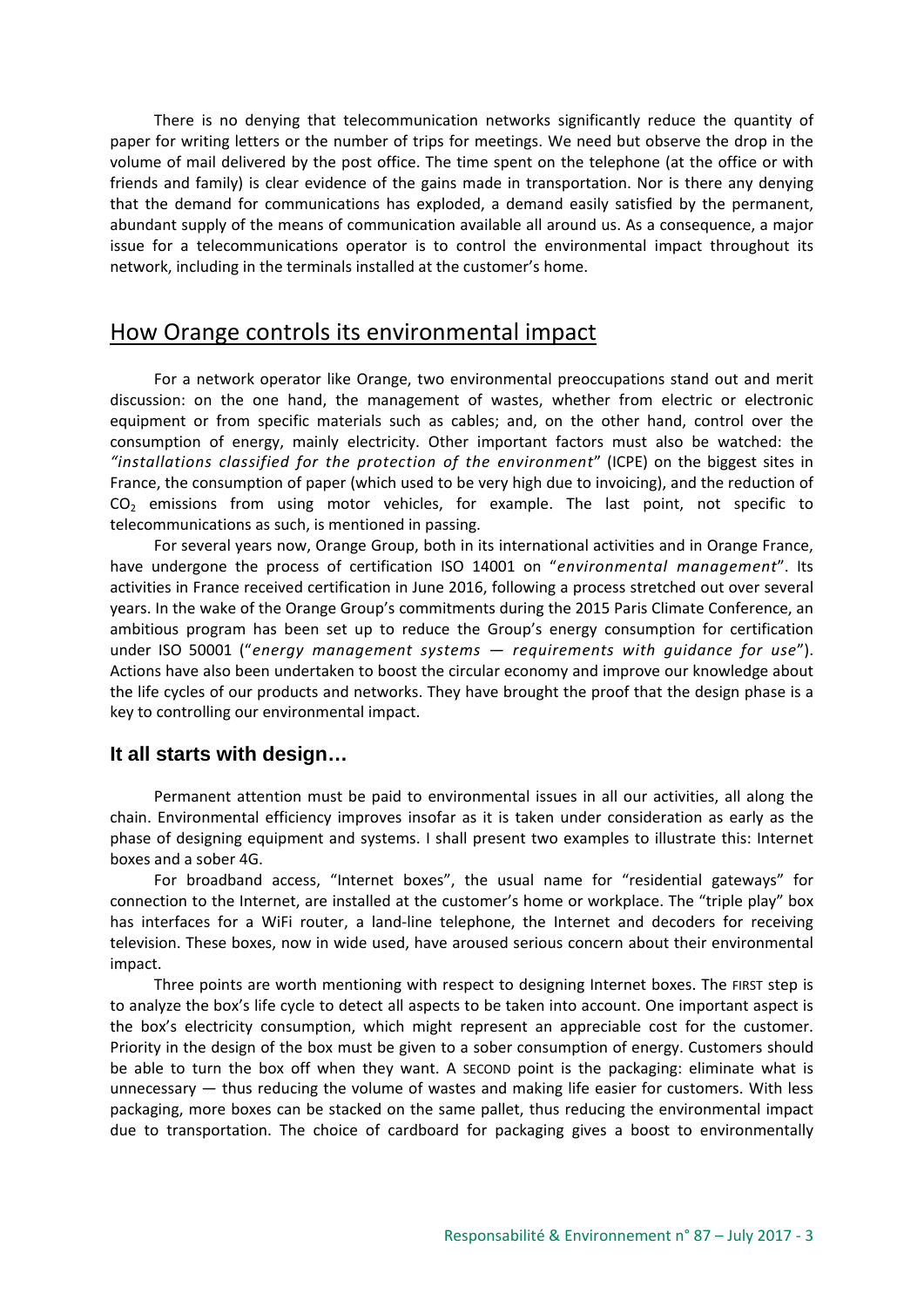There is no denying that telecommunication networks significantly reduce the quantity of paper for writing letters or the number of trips for meetings. We need but observe the drop in the volume of mail delivered by the post office. The time spent on the telephone (at the office or with friends and family) is clear evidence of the gains made in transportation. Nor is there any denying that the demand for communications has exploded, a demand easily satisfied by the permanent, abundant supply of the means of communication available all around us. As a consequence, a major issue for a telecommunications operator is to control the environmental impact throughout its network, including in the terminals installed at the customer's home.

## How Orange controls its environmental impact

For a network operator like Orange, two environmental preoccupations stand out and merit discussion: on the one hand, the management of wastes, whether from electric or electronic equipment or from specific materials such as cables; and, on the other hand, control over the consumption of energy, mainly electricity. Other important factors must also be watched: the *"installations classified for the protection of the environment"* (ICPE) on the biggest sites in France, the consumption of paper (which used to be very high due to invoicing), and the reduction of $CO_2$ emissions from using motor vehicles, for example. The last point, not specific to telecommunications as such, is mentioned in passing.

For several years now, Orange Group, both in its international activities and in Orange France, have undergone the process of certification ISO 14001 on "*environmental management*". Its activities in France received certification in June 2016, following a process stretched out over several years. In the wake of the Orange Group's commitments during the 2015 Paris Climate Conference, an ambitious program has been set up to reduce the Group's energy consumption for certification under ISO 50001 ("*energy management systems — requirements with guidance for use*"). Actions have also been undertaken to boost the circular economy and improve our knowledge about the life cycles of our products and networks. They have brought the proof that the design phase is a key to controlling our environmental impact.

### It all starts with design…

Permanent attention must be paid to environmental issues in all our activities, all along the chain. Environmental efficiency improves insofar as it is taken under consideration as early as the phase of designing equipment and systems. I shall present two examples to illustrate this: Internet boxes and a sober 4G.

For broadband access, "Internet boxes", the usual name for "residential gateways" for connection to the Internet, are installed at the customer's home or workplace. The "triple play" box has interfaces for a WiFi router, a land-line telephone, the Internet and decoders for receiving television. These boxes, now in wide used, have aroused serious concern about their environmental impact.

Three points are worth mentioning with respect to designing Internet boxes. The FIRST step is to analyze the box's life cycle to detect all aspects to be taken into account. One important aspect is the box's electricity consumption, which might represent an appreciable cost for the customer. Priority in the design of the box must be given to a sober consumption of energy. Customers should be able to turn the box off when they want. A SECOND point is the packaging: eliminate what is unnecessary — thus reducing the volume of wastes and making life easier for customers. With less packaging, more boxes can be stacked on the same pallet, thus reducing the environmental impact due to transportation. The choice of cardboard for packaging gives a boost to environmentally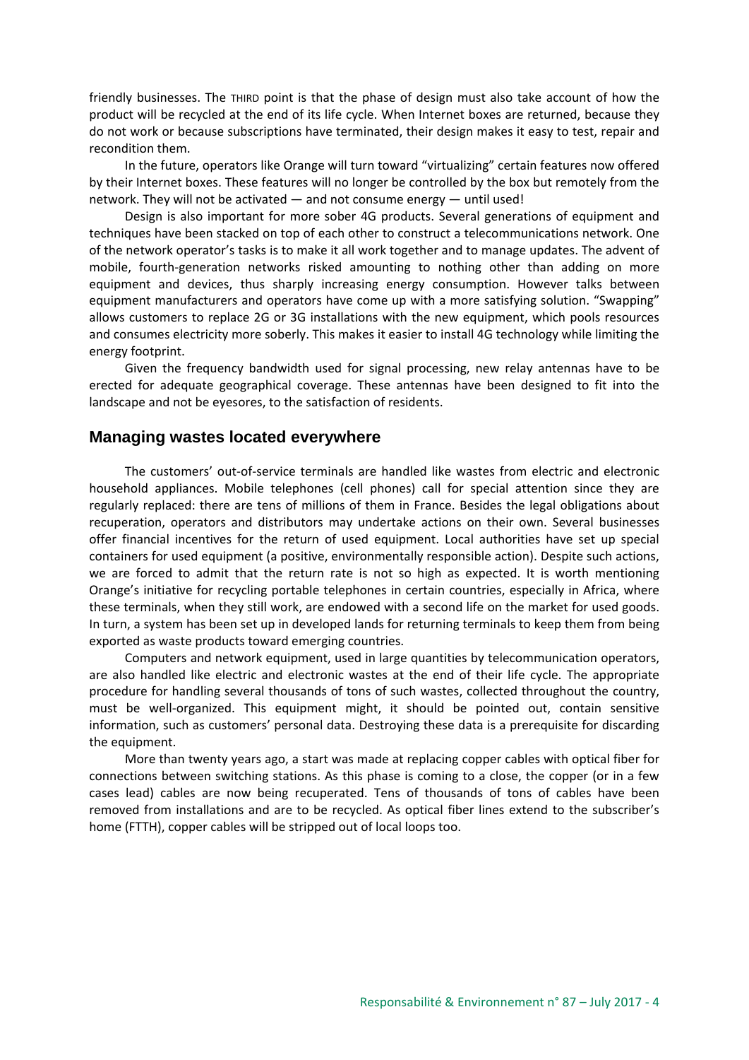friendly businesses. The THIRD point is that the phase of design must also take account of how the product will be recycled at the end of its life cycle. When Internet boxes are returned, because they do not work or because subscriptions have terminated, their design makes it easy to test, repair and recondition them.

In the future, operators like Orange will turn toward "virtualizing" certain features now offered by their Internet boxes. These features will no longer be controlled by the box but remotely from the network. They will not be activated — and not consume energy — until used!

Design is also important for more sober 4G products. Several generations of equipment and techniques have been stacked on top of each other to construct a telecommunications network. One of the network operator's tasks is to make it all work together and to manage updates. The advent of mobile, fourth-generation networks risked amounting to nothing other than adding on more equipment and devices, thus sharply increasing energy consumption. However talks between equipment manufacturers and operators have come up with a more satisfying solution. "Swapping" allows customers to replace 2G or 3G installations with the new equipment, which pools resources and consumes electricity more soberly. This makes it easier to install 4G technology while limiting the energy footprint.

Given the frequency bandwidth used for signal processing, new relay antennas have to be erected for adequate geographical coverage. These antennas have been designed to fit into the landscape and not be eyesores, to the satisfaction of residents.

## Managing wastes located everywhere

The customers' out-of-service terminals are handled like wastes from electric and electronic household appliances. Mobile telephones (cell phones) call for special attention since they are regularly replaced: there are tens of millions of them in France. Besides the legal obligations about recuperation, operators and distributors may undertake actions on their own. Several businesses offer financial incentives for the return of used equipment. Local authorities have set up special containers for used equipment (a positive, environmentally responsible action). Despite such actions, we are forced to admit that the return rate is not so high as expected. It is worth mentioning Orange's initiative for recycling portable telephones in certain countries, especially in Africa, where these terminals, when they still work, are endowed with a second life on the market for used goods. In turn, a system has been set up in developed lands for returning terminals to keep them from being exported as waste products toward emerging countries.

Computers and network equipment, used in large quantities by telecommunication operators, are also handled like electric and electronic wastes at the end of their life cycle. The appropriate procedure for handling several thousands of tons of such wastes, collected throughout the country, must be well-organized. This equipment might, it should be pointed out, contain sensitive information, such as customers' personal data. Destroying these data is a prerequisite for discarding the equipment.

More than twenty years ago, a start was made at replacing copper cables with optical fiber for connections between switching stations. As this phase is coming to a close, the copper (or in a few cases lead) cables are now being recuperated. Tens of thousands of tons of cables have been removed from installations and are to be recycled. As optical fiber lines extend to the subscriber's home (FTTH), copper cables will be stripped out of local loops too.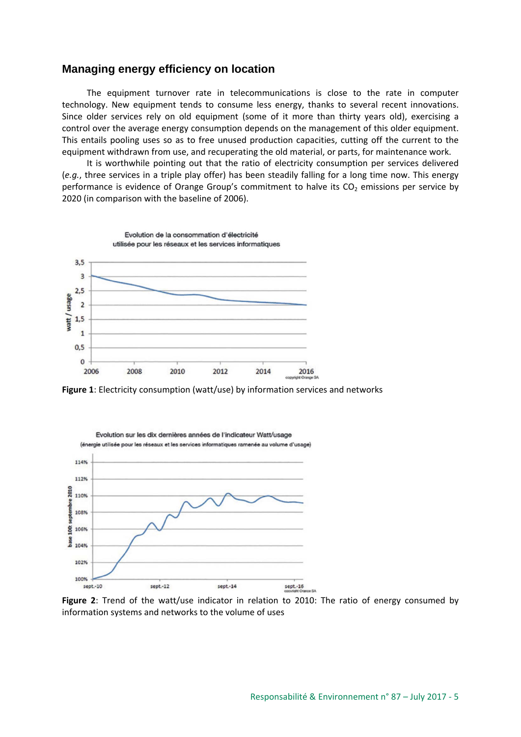## Managing energy efficiency on location

The equipment turnover rate in telecommunications is close to the rate in computer technology. New equipment tends to consume less energy, thanks to several recent innovations. Since older services rely on old equipment (some of it more than thirty years old), exercising a control over the average energy consumption depends on the management of this older equipment. This entails pooling uses so as to free unused production capacities, cutting off the current to the equipment withdrawn from use, and recuperating the old material, or parts, for maintenance work.

It is worthwhile pointing out that the ratio of electricity consumption per services delivered (*e.g.*, three services in a triple play offer) has been steadily falling for a long time now. This energy performance is evidence of Orange Group's commitment to halve its $CO_2$ emissions per service by 2020 (in comparison with the baseline of 2006).

**Figure 1**: Electricity consumption (watt/use) by information services and networks

**Figure 2**: Trend of the watt/use indicator in relation to 2010: The ratio of energy consumed by information systems and networks to the volume of uses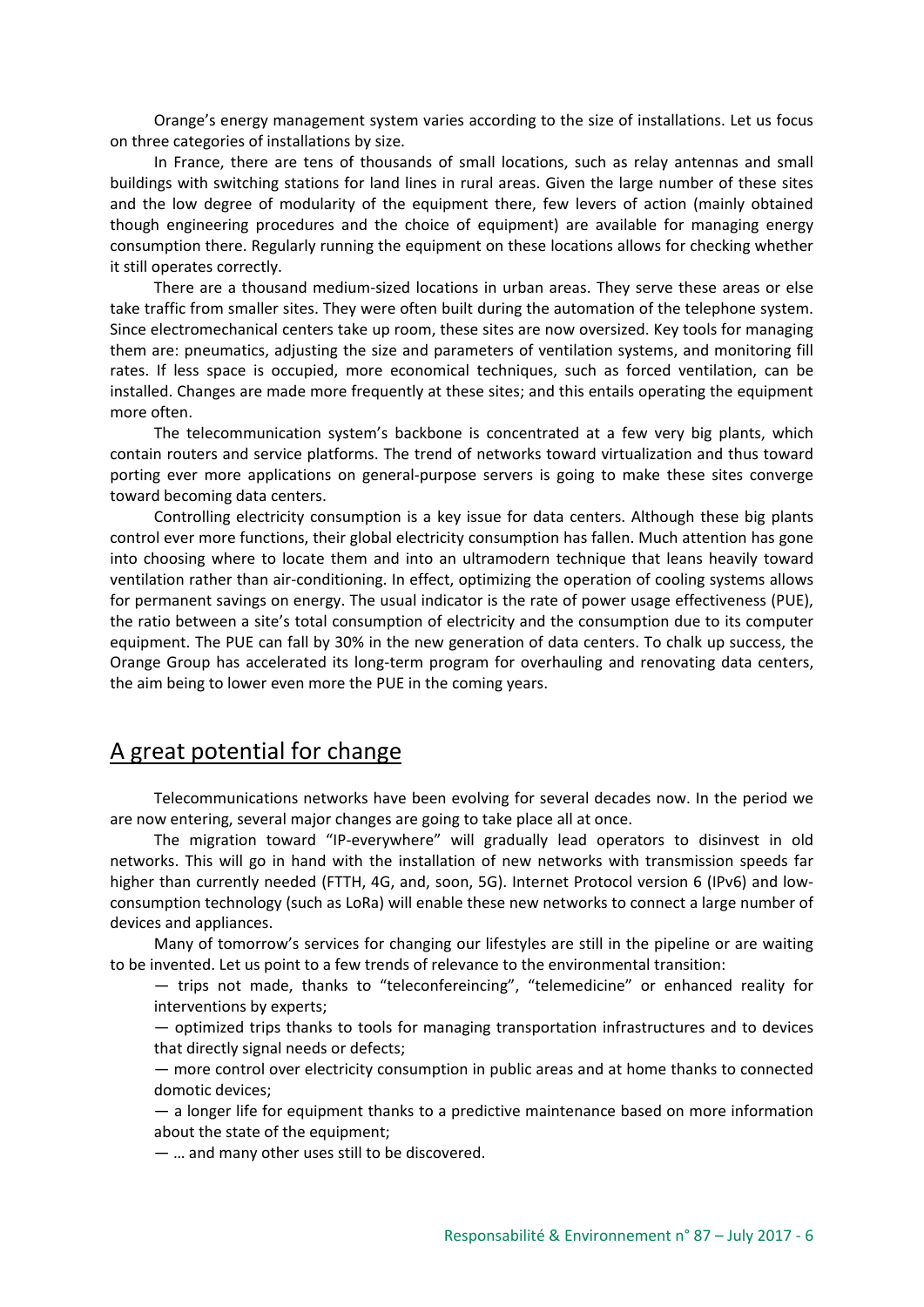Orange's energy management system varies according to the size of installations. Let us focus on three categories of installations by size.

In France, there are tens of thousands of small locations, such as relay antennas and small buildings with switching stations for land lines in rural areas. Given the large number of these sites and the low degree of modularity of the equipment there, few levers of action (mainly obtained though engineering procedures and the choice of equipment) are available for managing energy consumption there. Regularly running the equipment on these locations allows for checking whether it still operates correctly.

There are a thousand medium-sized locations in urban areas. They serve these areas or else take traffic from smaller sites. They were often built during the automation of the telephone system. Since electromechanical centers take up room, these sites are now oversized. Key tools for managing them are: pneumatics, adjusting the size and parameters of ventilation systems, and monitoring fill rates. If less space is occupied, more economical techniques, such as forced ventilation, can be installed. Changes are made more frequently at these sites; and this entails operating the equipment more often.

The telecommunication system's backbone is concentrated at a few very big plants, which contain routers and service platforms. The trend of networks toward virtualization and thus toward porting ever more applications on general-purpose servers is going to make these sites converge toward becoming data centers.

Controlling electricity consumption is a key issue for data centers. Although these big plants control ever more functions, their global electricity consumption has fallen. Much attention has gone into choosing where to locate them and into an ultramodern technique that leans heavily toward ventilation rather than air-conditioning. In effect, optimizing the operation of cooling systems allows for permanent savings on energy. The usual indicator is the rate of power usage effectiveness (PUE), the ratio between a site's total consumption of electricity and the consumption due to its computer equipment. The PUE can fall by 30% in the new generation of data centers. To chalk up success, the Orange Group has accelerated its long-term program for overhauling and renovating data centers, the aim being to lower even more the PUE in the coming years.

## A great potential for change

Telecommunications networks have been evolving for several decades now. In the period we are now entering, several major changes are going to take place all at once.

The migration toward "IP-everywhere" will gradually lead operators to disinvest in old networks. This will go in hand with the installation of new networks with transmission speeds far higher than currently needed (FTTH, 4G, and, soon, 5G). Internet Protocol version 6 (IPv6) and low-consumption technology (such as LoRa) will enable these new networks to connect a large number of devices and appliances.

Many of tomorrow's services for changing our lifestyles are still in the pipeline or are waiting to be invented. Let us point to a few trends of relevance to the environmental transition:

— trips not made, thanks to "teleconfereincing", "telemedicine" or enhanced reality for interventions by experts;

— optimized trips thanks to tools for managing transportation infrastructures and to devices that directly signal needs or defects;

— more control over electricity consumption in public areas and at home thanks to connected domotic devices;

— a longer life for equipment thanks to a predictive maintenance based on more information about the state of the equipment;

— … and many other uses still to be discovered.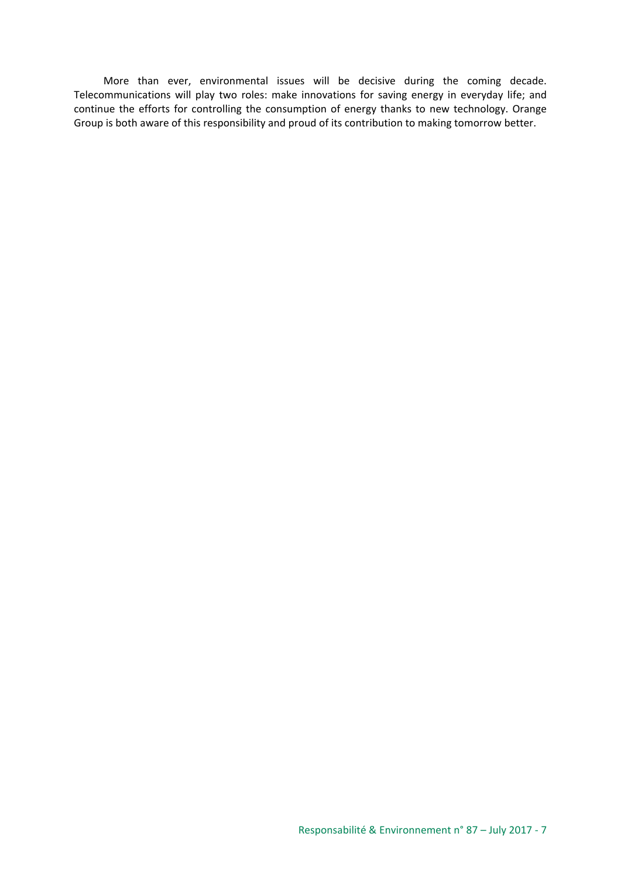More than ever, environmental issues will be decisive during the coming decade. Telecommunications will play two roles: make innovations for saving energy in everyday life; and continue the efforts for controlling the consumption of energy thanks to new technology. Orange Group is both aware of this responsibility and proud of its contribution to making tomorrow better.